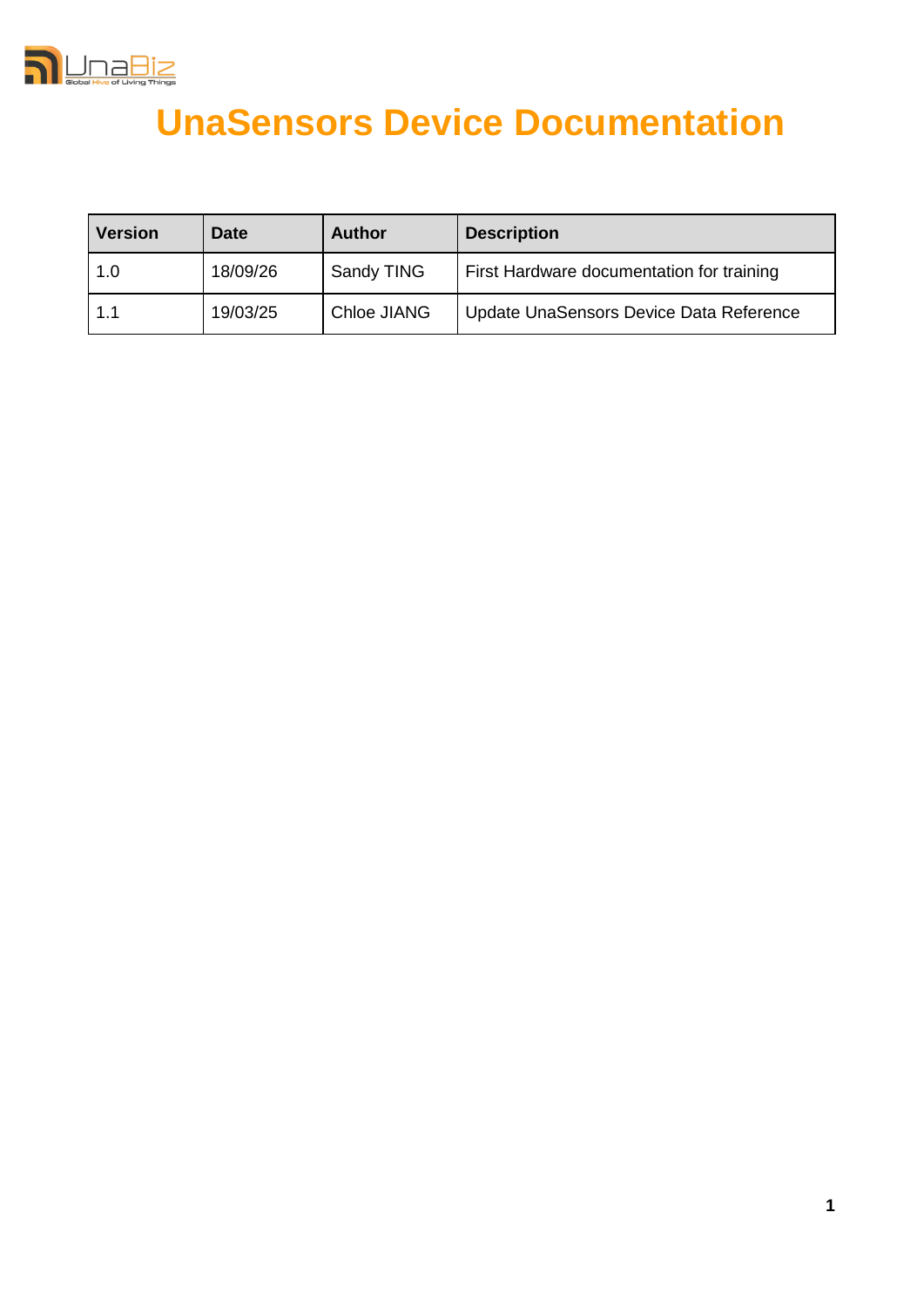# UnaSensors Device Documentation

| Version | Date | Author | Description |
|---|---|---|---|
| 1.0 | 18/09/26 | Sandy TING | First Hardware documentation for training |
| 1.1 | 19/03/25 | Chloe JIANG | Update UnaSensors Device Data Reference |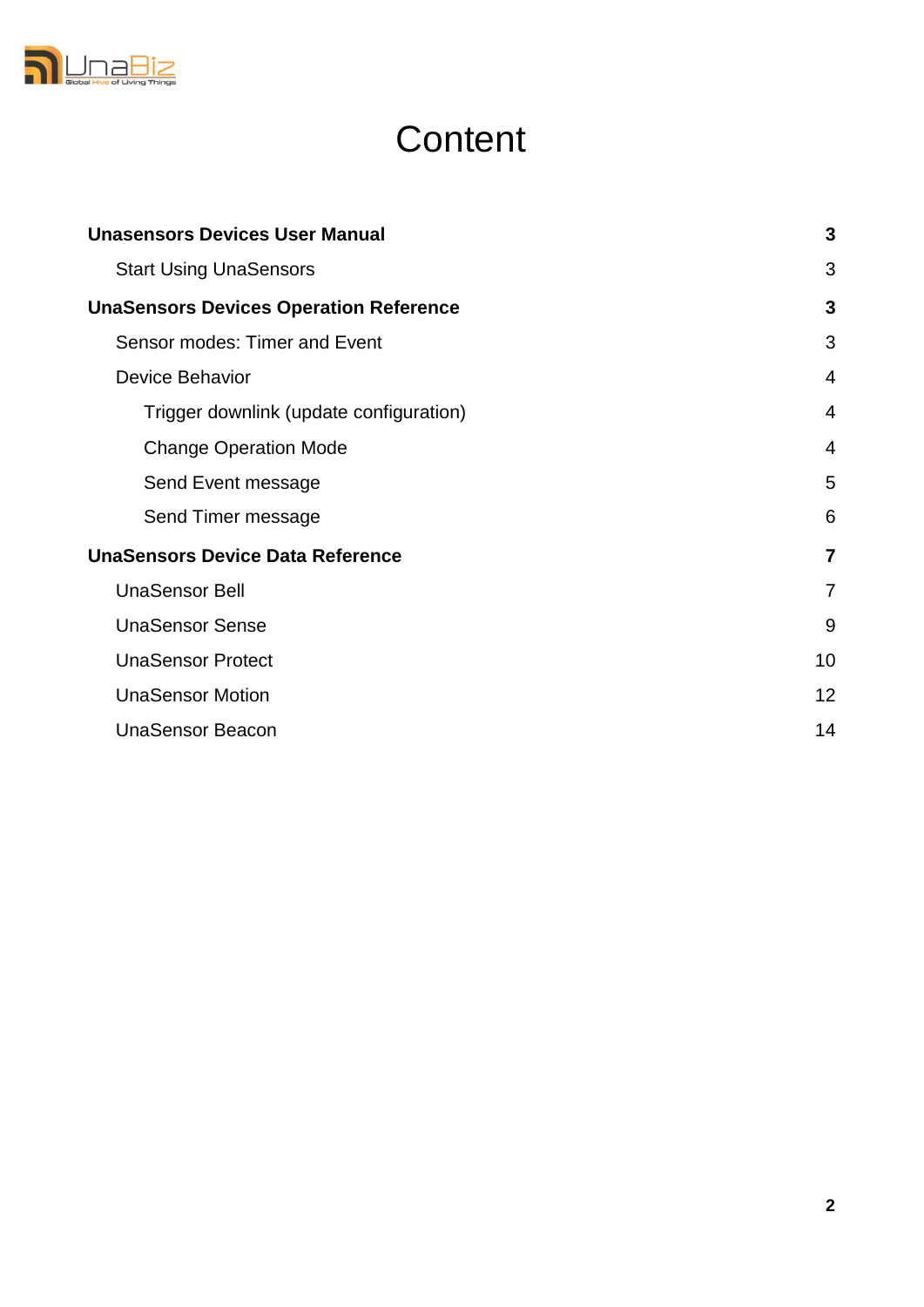# Content

| | |
|---|---|
| **Unasensors Devices User Manual** | **3** |
| Start Using UnaSensors | 3 |
| **UnaSensors Devices Operation Reference** | **3** |
| Sensor modes: Timer and Event | 3 |
| Device Behavior | 4 |
| Trigger downlink (update configuration) | 4 |
| Change Operation Mode | 4 |
| Send Event message | 5 |
| Send Timer message | 6 |
| **UnaSensors Device Data Reference** | **7** |
| UnaSensor Bell | 7 |
| UnaSensor Sense | 9 |
| UnaSensor Protect | 10 |
| UnaSensor Motion | 12 |
| UnaSensor Beacon | 14 |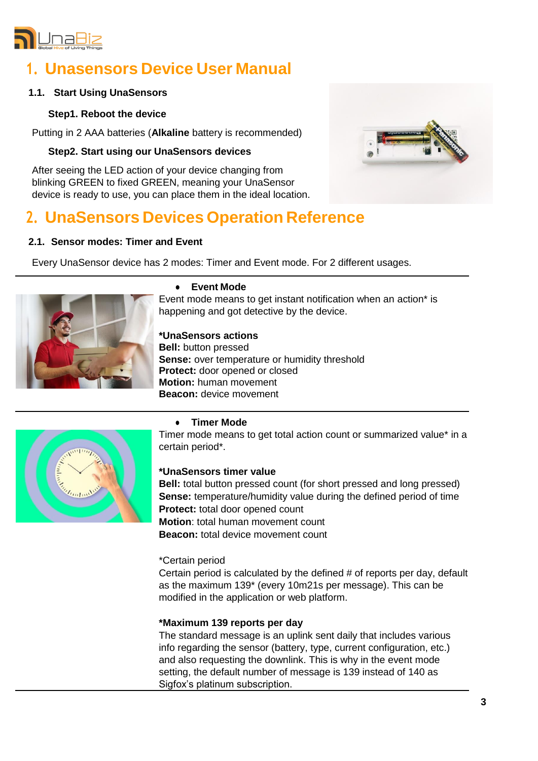# 1. Unasensors Device User Manual

## 1.1. Start Using UnaSensors

### Step1. Reboot the device

Putting in 2 AAA batteries (**Alkaline** battery is recommended)

### Step2. Start using our UnaSensors devices

After seeing the LED action of your device changing from blinking GREEN to fixed GREEN, meaning your UnaSensor device is ready to use, you can place them in the ideal location.

# 2. UnaSensors Devices Operation Reference

## 2.1. Sensor modes: Timer and Event

Every UnaSensor device has 2 modes: Timer and Event mode. For 2 different usages.

---

- **Event Mode**

Event mode means to get instant notification when an action* is happening and got detective by the device.

**\*UnaSensors actions**
**Bell:** button pressed
**Sense:** over temperature or humidity threshold
**Protect:** door opened or closed
**Motion:** human movement
**Beacon:** device movement

---

- **Timer Mode**

Timer mode means to get total action count or summarized value* in a certain period*.

**\*UnaSensors timer value**
**Bell:** total button pressed count (for short pressed and long pressed)
**Sense:** temperature/humidity value during the defined period of time
**Protect:** total door opened count
**Motion**: total human movement count
**Beacon:** total device movement count

*Certain period
Certain period is calculated by the defined # of reports per day, default as the maximum 139* (every 10m21s per message). This can be modified in the application or web platform.

**\*Maximum 139 reports per day**
The standard message is an uplink sent daily that includes various info regarding the sensor (battery, type, current configuration, etc.) and also requesting the downlink. This is why in the event mode setting, the default number of message is 139 instead of 140 as Sigfox's platinum subscription.

---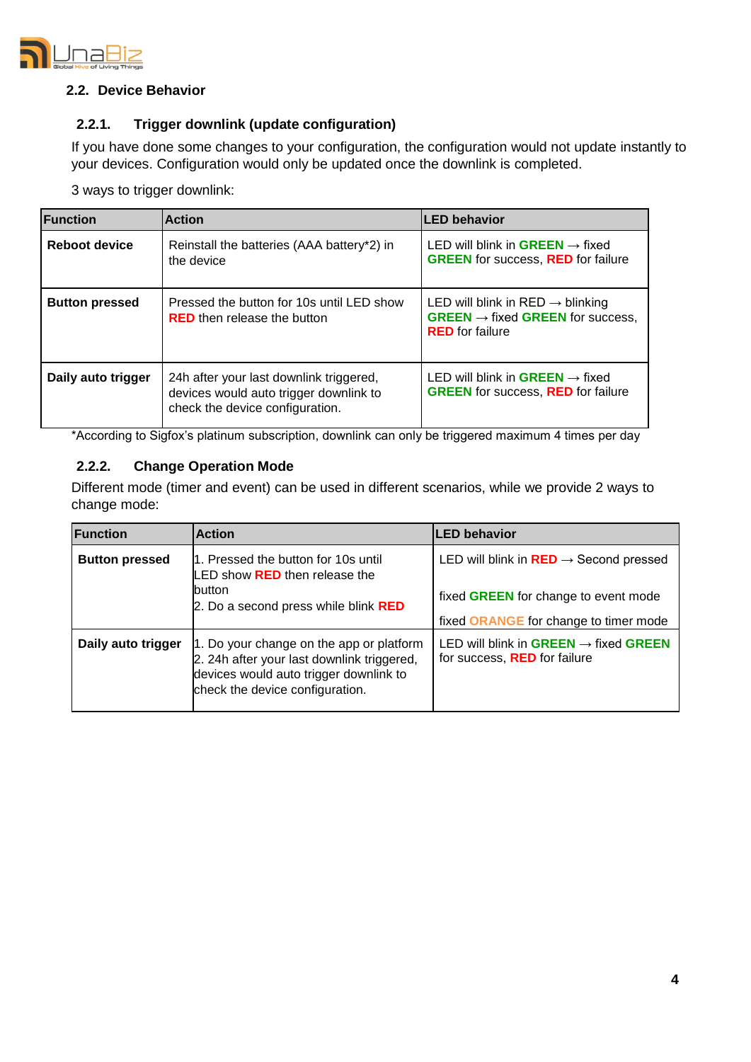## 2.2. Device Behavior

### 2.2.1. Trigger downlink (update configuration)

If you have done some changes to your configuration, the configuration would not update instantly to your devices. Configuration would only be updated once the downlink is completed.

3 ways to trigger downlink:

| Function | Action | LED behavior |
|---|---|---|
| **Reboot device** | Reinstall the batteries (AAA battery*2) in the device | LED will blink in **GREEN** → fixed **GREEN** for success, **RED** for failure |
| **Button pressed** | Pressed the button for 10s until LED show **RED** then release the button | LED will blink in RED → blinking **GREEN** → fixed **GREEN** for success, **RED** for failure |
| **Daily auto trigger** | 24h after your last downlink triggered, devices would auto trigger downlink to check the device configuration. | LED will blink in **GREEN** → fixed **GREEN** for success, **RED** for failure |

*According to Sigfox's platinum subscription, downlink can only be triggered maximum 4 times per day

### 2.2.2. Change Operation Mode

Different mode (timer and event) can be used in different scenarios, while we provide 2 ways to change mode:

| Function | Action | LED behavior |
|---|---|---|
| **Button pressed** | 1. Pressed the button for 10s until LED show **RED** then release the button<br>2. Do a second press while blink **RED** | LED will blink in **RED** → Second pressed<br><br>fixed **GREEN** for change to event mode<br><br>fixed **ORANGE** for change to timer mode |
| **Daily auto trigger** | 1. Do your change on the app or platform<br>2. 24h after your last downlink triggered, devices would auto trigger downlink to check the device configuration. | LED will blink in **GREEN** → fixed **GREEN** for success, **RED** for failure |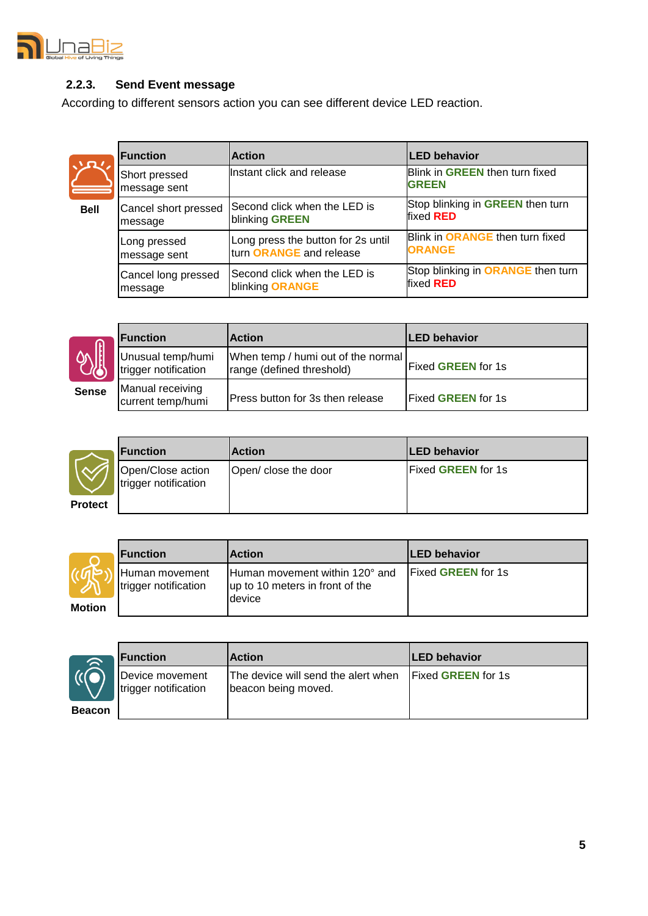### 2.2.3. Send Event message

According to different sensors action you can see different device LED reaction.

**Bell**

| Function | Action | LED behavior |
|---|---|---|
| Short pressed message sent | Instant click and release | Blink in **GREEN** then turn fixed **GREEN** |
| Cancel short pressed message | Second click when the LED is blinking **GREEN** | Stop blinking in **GREEN** then turn fixed **RED** |
| Long pressed message sent | Long press the button for 2s until turn **ORANGE** and release | Blink in **ORANGE** then turn fixed **ORANGE** |
| Cancel long pressed message | Second click when the LED is blinking **ORANGE** | Stop blinking in **ORANGE** then turn fixed **RED** |

**Sense**

| Function | Action | LED behavior |
|---|---|---|
| Unusual temp/humi trigger notification | When temp / humi out of the normal range (defined threshold) | Fixed **GREEN** for 1s |
| Manual receiving current temp/humi | Press button for 3s then release | Fixed **GREEN** for 1s |

**Protect**

| Function | Action | LED behavior |
|---|---|---|
| Open/Close action trigger notification | Open/ close the door | Fixed **GREEN** for 1s |

**Motion**

| Function | Action | LED behavior |
|---|---|---|
| Human movement trigger notification | Human movement within 120° and up to 10 meters in front of the device | Fixed **GREEN** for 1s |

**Beacon**

| Function | Action | LED behavior |
|---|---|---|
| Device movement trigger notification | The device will send the alert when beacon being moved. | Fixed **GREEN** for 1s |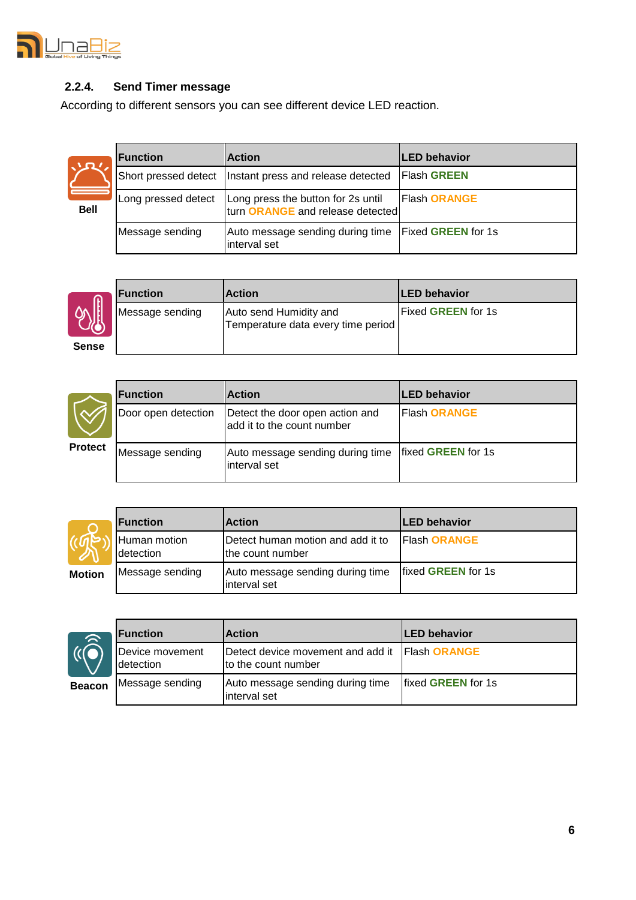### 2.2.4. Send Timer message

According to different sensors you can see different device LED reaction.

**Bell**

| Function | Action | LED behavior |
|---|---|---|
| Short pressed detect | Instant press and release detected | Flash **GREEN** |
| Long pressed detect | Long press the button for 2s until turn **ORANGE** and release detected | Flash **ORANGE** |
| Message sending | Auto message sending during time interval set | Fixed **GREEN** for 1s |

**Sense**

| Function | Action | LED behavior |
|---|---|---|
| Message sending | Auto send Humidity and Temperature data every time period | Fixed **GREEN** for 1s |

**Protect**

| Function | Action | LED behavior |
|---|---|---|
| Door open detection | Detect the door open action and add it to the count number | Flash **ORANGE** |
| Message sending | Auto message sending during time interval set | fixed **GREEN** for 1s |

**Motion**

| Function | Action | LED behavior |
|---|---|---|
| Human motion detection | Detect human motion and add it to the count number | Flash **ORANGE** |
| Message sending | Auto message sending during time interval set | fixed **GREEN** for 1s |

**Beacon**

| Function | Action | LED behavior |
|---|---|---|
| Device movement detection | Detect device movement and add it to the count number | Flash **ORANGE** |
| Message sending | Auto message sending during time interval set | fixed **GREEN** for 1s |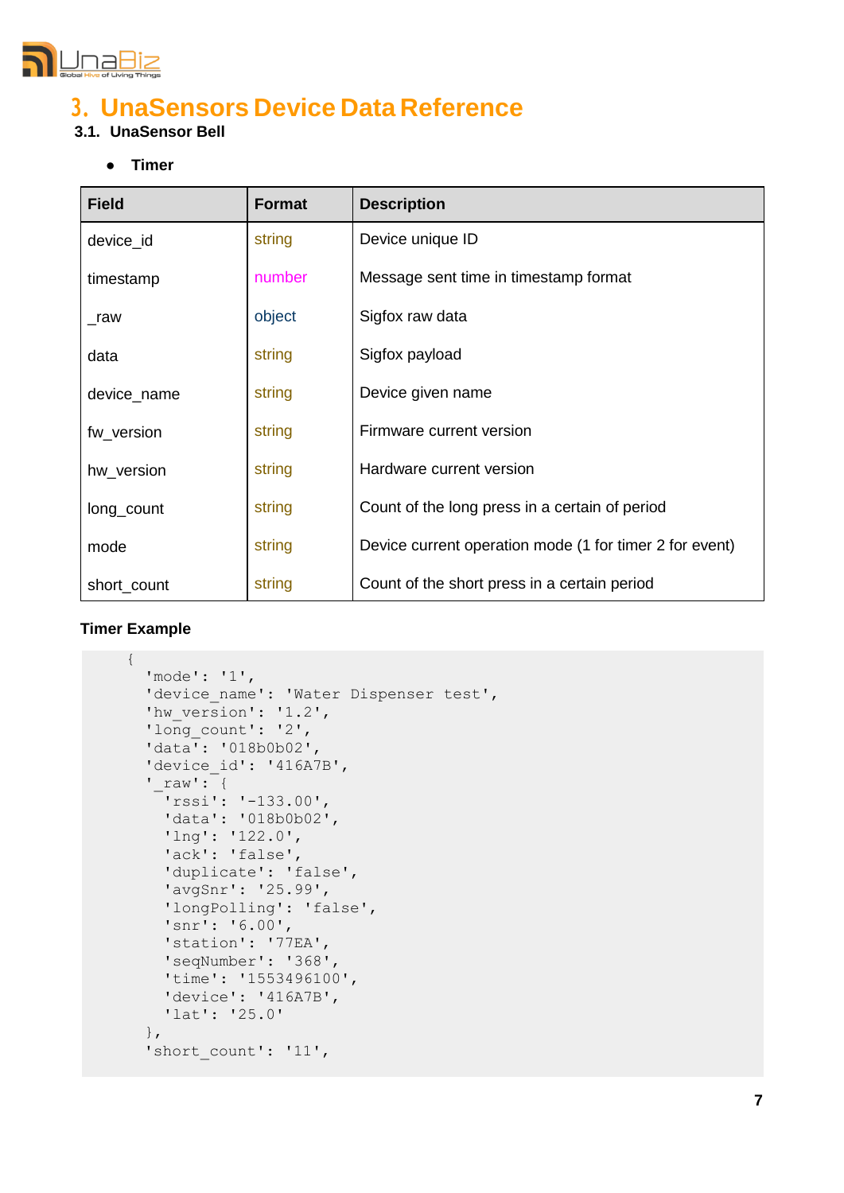# 3. UnaSensors Device Data Reference

## 3.1. UnaSensor Bell

- **Timer**

| Field | Format | Description |
|---|---|---|
| device_id | string | Device unique ID |
| timestamp | number | Message sent time in timestamp format |
| _raw | object | Sigfox raw data |
| data | string | Sigfox payload |
| device_name | string | Device given name |
| fw_version | string | Firmware current version |
| hw_version | string | Hardware current version |
| long_count | string | Count of the long press in a certain of period |
| mode | string | Device current operation mode (1 for timer 2 for event) |
| short_count | string | Count of the short press in a certain period |

**Timer Example**

```
{
  'mode': '1',
  'device_name': 'Water Dispenser test',
  'hw_version': '1.2',
  'long_count': '2',
  'data': '018b0b02',
  'device_id': '416A7B',
  '_raw': {
    'rssi': '-133.00',
    'data': '018b0b02',
    'lng': '122.0',
    'ack': 'false',
    'duplicate': 'false',
    'avgSnr': '25.99',
    'longPolling': 'false',
    'snr': '6.00',
    'station': '77EA',
    'seqNumber': '368',
    'time': '1553496100',
    'device': '416A7B',
    'lat': '25.0'
  },
  'short_count': '11',
```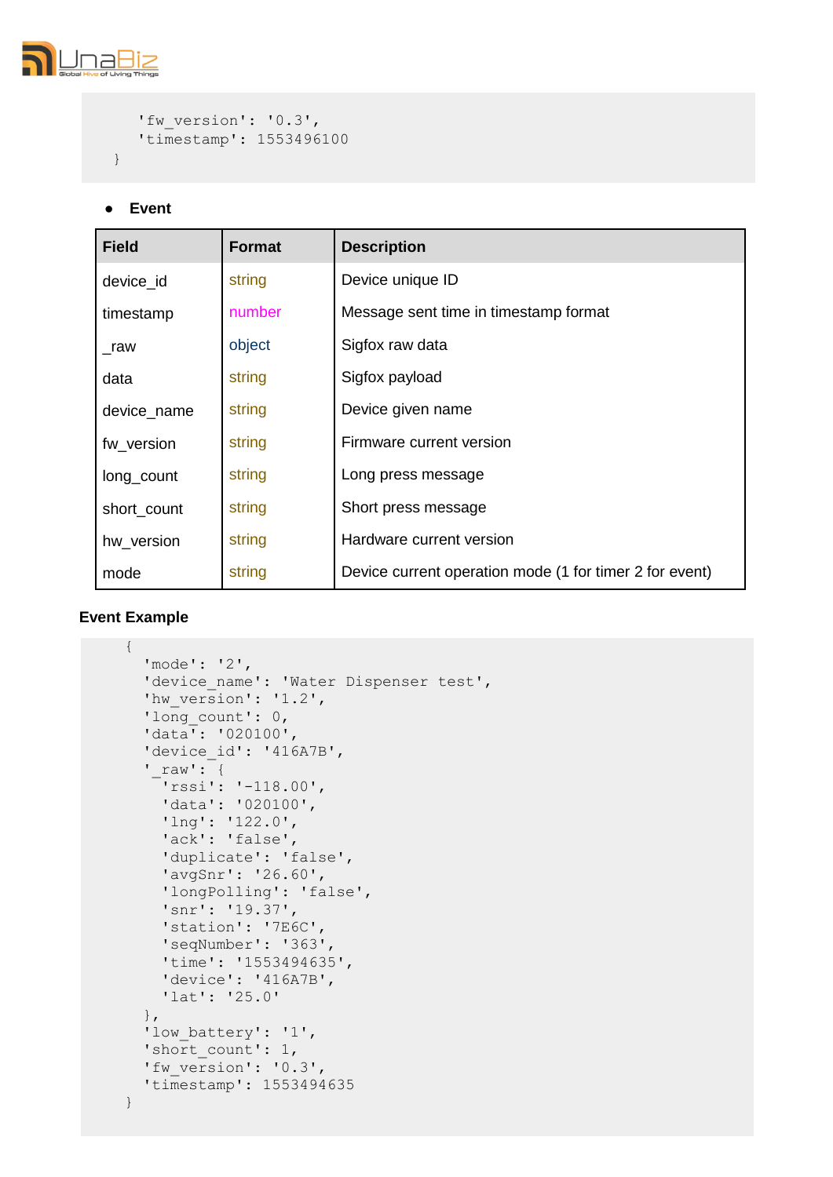```
    'fw_version': '0.3',
    'timestamp': 1553496100
}
```

- **Event**

| Field | Format | Description |
|---|---|---|
| device_id | string | Device unique ID |
| timestamp | number | Message sent time in timestamp format |
| _raw | object | Sigfox raw data |
| data | string | Sigfox payload |
| device_name | string | Device given name |
| fw_version | string | Firmware current version |
| long_count | string | Long press message |
| short_count | string | Short press message |
| hw_version | string | Hardware current version |
| mode | string | Device current operation mode (1 for timer 2 for event) |

**Event Example**

```
{
  'mode': '2',
  'device_name': 'Water Dispenser test',
  'hw_version': '1.2',
  'long_count': 0,
  'data': '020100',
  'device_id': '416A7B',
  '_raw': {
    'rssi': '-118.00',
    'data': '020100',
    'lng': '122.0',
    'ack': 'false',
    'duplicate': 'false',
    'avgSnr': '26.60',
    'longPolling': 'false',
    'snr': '19.37',
    'station': '7E6C',
    'seqNumber': '363',
    'time': '1553494635',
    'device': '416A7B',
    'lat': '25.0'
  },
  'low_battery': '1',
  'short_count': 1,
  'fw_version': '0.3',
  'timestamp': 1553494635
}
```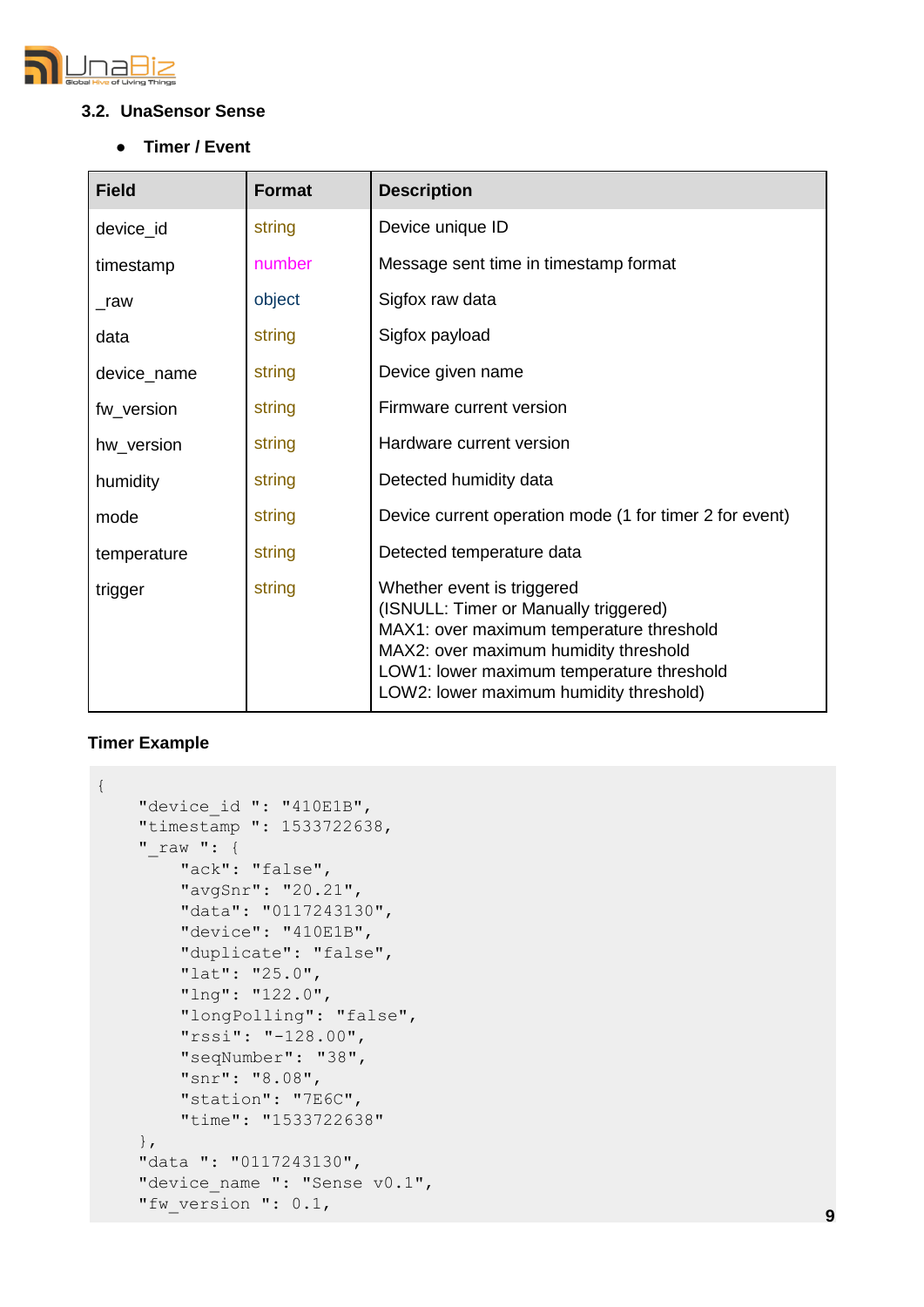### 3.2. UnaSensor Sense

- **Timer / Event**

| Field | Format | Description |
|---|---|---|
| device_id | string | Device unique ID |
| timestamp | number | Message sent time in timestamp format |
| _raw | object | Sigfox raw data |
| data | string | Sigfox payload |
| device_name | string | Device given name |
| fw_version | string | Firmware current version |
| hw_version | string | Hardware current version |
| humidity | string | Detected humidity data |
| mode | string | Device current operation mode (1 for timer 2 for event) |
| temperature | string | Detected temperature data |
| trigger | string | Whether event is triggered<br>(ISNULL: Timer or Manually triggered)<br>MAX1: over maximum temperature threshold<br>MAX2: over maximum humidity threshold<br>LOW1: lower maximum temperature threshold<br>LOW2: lower maximum humidity threshold) |

**Timer Example**

```
{
    "device_id ": "410E1B",
    "timestamp ": 1533722638,
    "_raw ": {
        "ack": "false",
        "avgSnr": "20.21",
        "data": "0117243130",
        "device": "410E1B",
        "duplicate": "false",
        "lat": "25.0",
        "lng": "122.0",
        "longPolling": "false",
        "rssi": "-128.00",
        "seqNumber": "38",
        "snr": "8.08",
        "station": "7E6C",
        "time": "1533722638"
    },
    "data ": "0117243130",
    "device_name ": "Sense v0.1",
    "fw_version ": 0.1,
```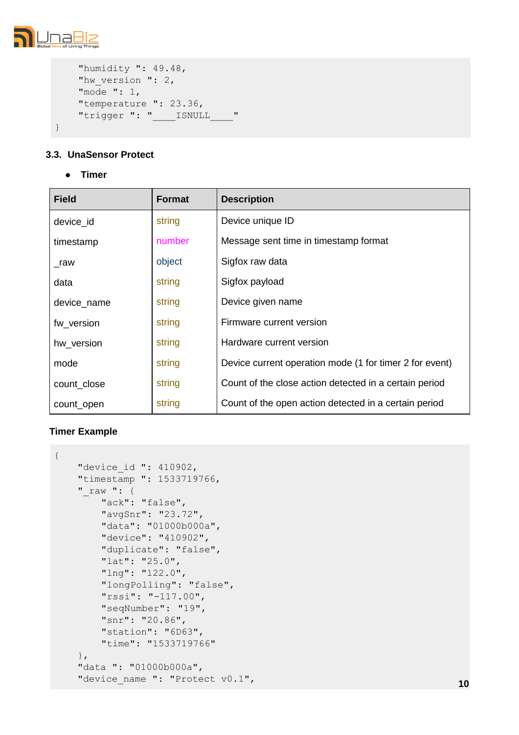```
    "humidity ": 49.48,
    "hw_version ": 2,
    "mode ": 1,
    "temperature ": 23.36,
    "trigger ": "____ISNULL____"
}
```

### 3.3. UnaSensor Protect

- **Timer**

| Field | Format | Description |
|---|---|---|
| device_id | string | Device unique ID |
| timestamp | number | Message sent time in timestamp format |
| _raw | object | Sigfox raw data |
| data | string | Sigfox payload |
| device_name | string | Device given name |
| fw_version | string | Firmware current version |
| hw_version | string | Hardware current version |
| mode | string | Device current operation mode (1 for timer 2 for event) |
| count_close | string | Count of the close action detected in a certain period |
| count_open | string | Count of the open action detected in a certain period |

**Timer Example**

```
{
    "device_id ": 410902,
    "timestamp ": 1533719766,
    "_raw ": {
        "ack": "false",
        "avgSnr": "23.72",
        "data": "01000b000a",
        "device": "410902",
        "duplicate": "false",
        "lat": "25.0",
        "lng": "122.0",
        "longPolling": "false",
        "rssi": "-117.00",
        "seqNumber": "19",
        "snr": "20.86",
        "station": "6D63",
        "time": "1533719766"
    },
    "data ": "01000b000a",
    "device_name ": "Protect v0.1",
```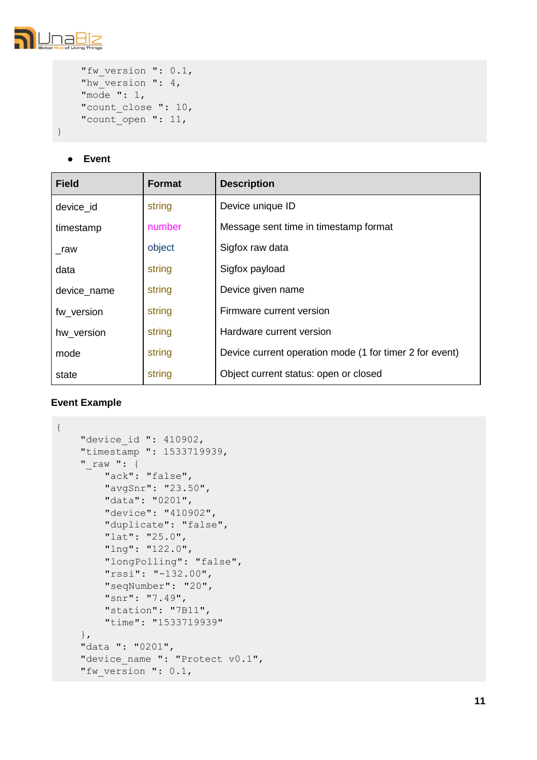```
    "fw_version ": 0.1,
    "hw_version ": 4,
    "mode ": 1,
    "count_close ": 10,
    "count_open ": 11,
}
```

- **Event**

| Field | Format | Description |
|---|---|---|
| device_id | string | Device unique ID |
| timestamp | number | Message sent time in timestamp format |
| _raw | object | Sigfox raw data |
| data | string | Sigfox payload |
| device_name | string | Device given name |
| fw_version | string | Firmware current version |
| hw_version | string | Hardware current version |
| mode | string | Device current operation mode (1 for timer 2 for event) |
| state | string | Object current status: open or closed |

**Event Example**

```
{
    "device_id ": 410902,
    "timestamp ": 1533719939,
    "_raw ": {
        "ack": "false",
        "avgSnr": "23.50",
        "data": "0201",
        "device": "410902",
        "duplicate": "false",
        "lat": "25.0",
        "lng": "122.0",
        "longPolling": "false",
        "rssi": "-132.00",
        "seqNumber": "20",
        "snr": "7.49",
        "station": "7B11",
        "time": "1533719939"
    },
    "data ": "0201",
    "device_name ": "Protect v0.1",
    "fw_version ": 0.1,
```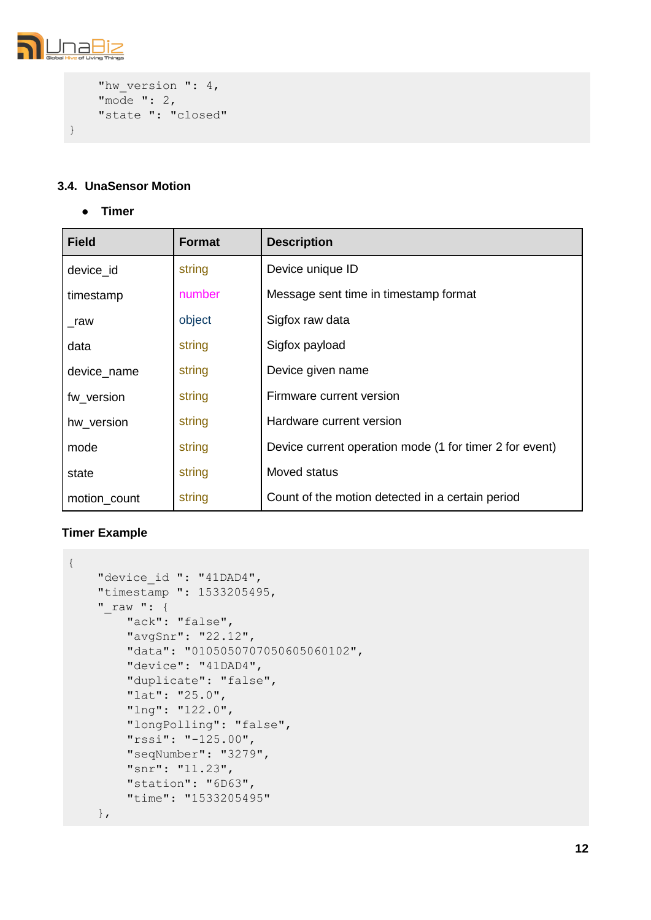```
    "hw_version ": 4,
    "mode ": 2,
    "state ": "closed"
}
```

### 3.4. UnaSensor Motion

- **Timer**

| Field | Format | Description |
|---|---|---|
| device_id | string | Device unique ID |
| timestamp | number | Message sent time in timestamp format |
| _raw | object | Sigfox raw data |
| data | string | Sigfox payload |
| device_name | string | Device given name |
| fw_version | string | Firmware current version |
| hw_version | string | Hardware current version |
| mode | string | Device current operation mode (1 for timer 2 for event) |
| state | string | Moved status |
| motion_count | string | Count of the motion detected in a certain period |

**Timer Example**

```
{
    "device_id ": "41DAD4",
    "timestamp ": 1533205495,
    "_raw ": {
        "ack": "false",
        "avgSnr": "22.12",
        "data": "010505070705060506010 2",
        "device": "41DAD4",
        "duplicate": "false",
        "lat": "25.0",
        "lng": "122.0",
        "longPolling": "false",
        "rssi": "-125.00",
        "seqNumber": "3279",
        "snr": "11.23",
        "station": "6D63",
        "time": "1533205495"
    },
```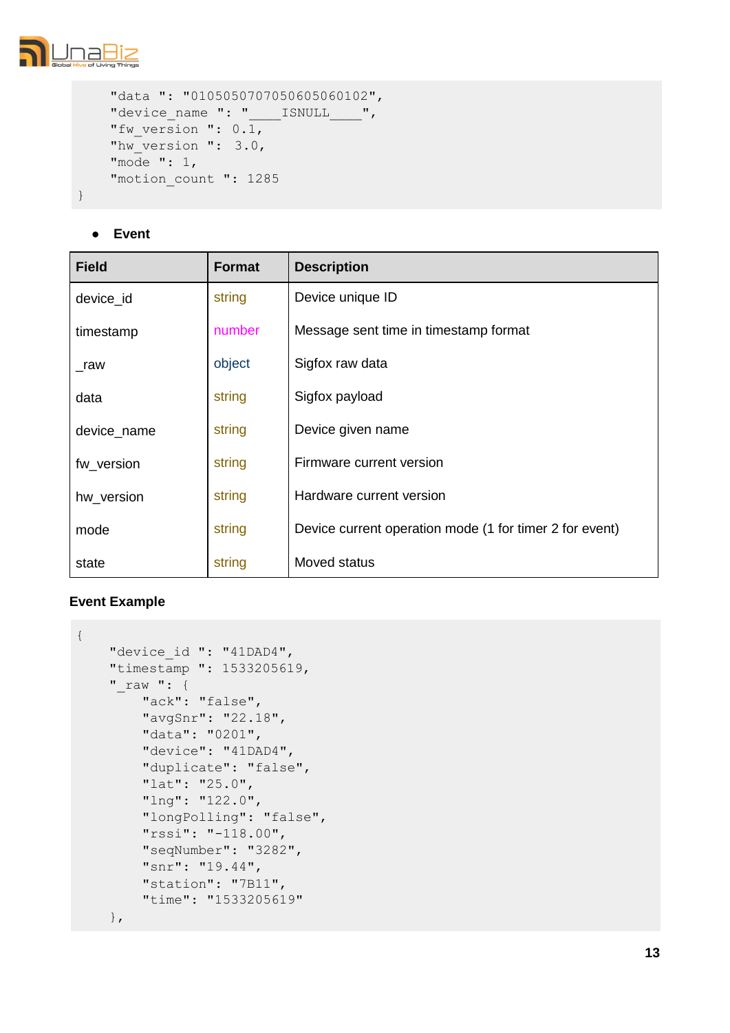```
    "data ": "010505070705060506010​2",
    "device_name ": "____ISNULL____",
    "fw_version ": 0.1,
    "hw_version ":  3.0,
    "mode ": 1,
    "motion_count ": 1285
}
```

- **Event**

| Field | Format | Description |
|---|---|---|
| device_id | string | Device unique ID |
| timestamp | number | Message sent time in timestamp format |
| _raw | object | Sigfox raw data |
| data | string | Sigfox payload |
| device_name | string | Device given name |
| fw_version | string | Firmware current version |
| hw_version | string | Hardware current version |
| mode | string | Device current operation mode (1 for timer 2 for event) |
| state | string | Moved status |

**Event Example**

```
{
    "device_id ": "41DAD4",
    "timestamp ": 1533205619,
    "_raw ": {
        "ack": "false",
        "avgSnr": "22.18",
        "data": "0201",
        "device": "41DAD4",
        "duplicate": "false",
        "lat": "25.0",
        "lng": "122.0",
        "longPolling": "false",
        "rssi": "-118.00",
        "seqNumber": "3282",
        "snr": "19.44",
        "station": "7B11",
        "time": "1533205619"
    },
```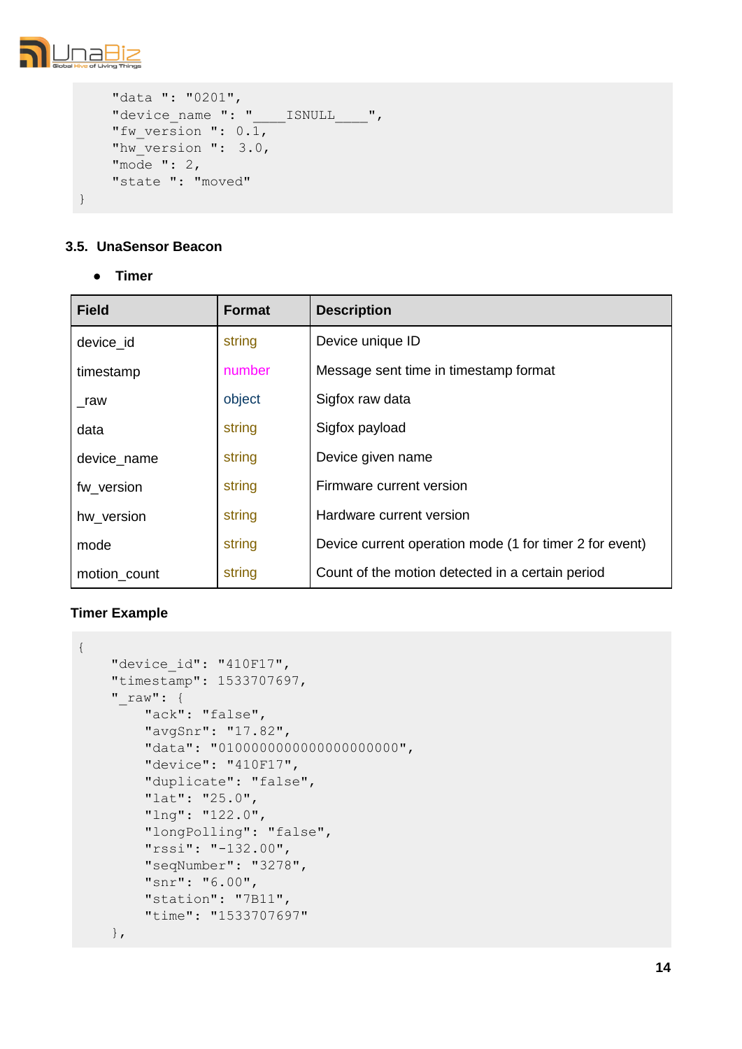```
    "data ": "0201",
    "device_name ": "____ISNULL____",
    "fw_version ": 0.1,
    "hw_version ":  3.0,
    "mode ": 2,
    "state ": "moved"
}
```

### 3.5. UnaSensor Beacon

- **Timer**

| Field | Format | Description |
|---|---|---|
| device_id | string | Device unique ID |
| timestamp | number | Message sent time in timestamp format |
| _raw | object | Sigfox raw data |
| data | string | Sigfox payload |
| device_name | string | Device given name |
| fw_version | string | Firmware current version |
| hw_version | string | Hardware current version |
| mode | string | Device current operation mode (1 for timer 2 for event) |
| motion_count | string | Count of the motion detected in a certain period |

**Timer Example**

```
{
    "device_id": "410F17",
    "timestamp": 1533707697,
    "_raw": {
        "ack": "false",
        "avgSnr": "17.82",
        "data": "010000000000000000000",
        "device": "410F17",
        "duplicate": "false",
        "lat": "25.0",
        "lng": "122.0",
        "longPolling": "false",
        "rssi": "-132.00",
        "seqNumber": "3278",
        "snr": "6.00",
        "station": "7B11",
        "time": "1533707697"
    },
```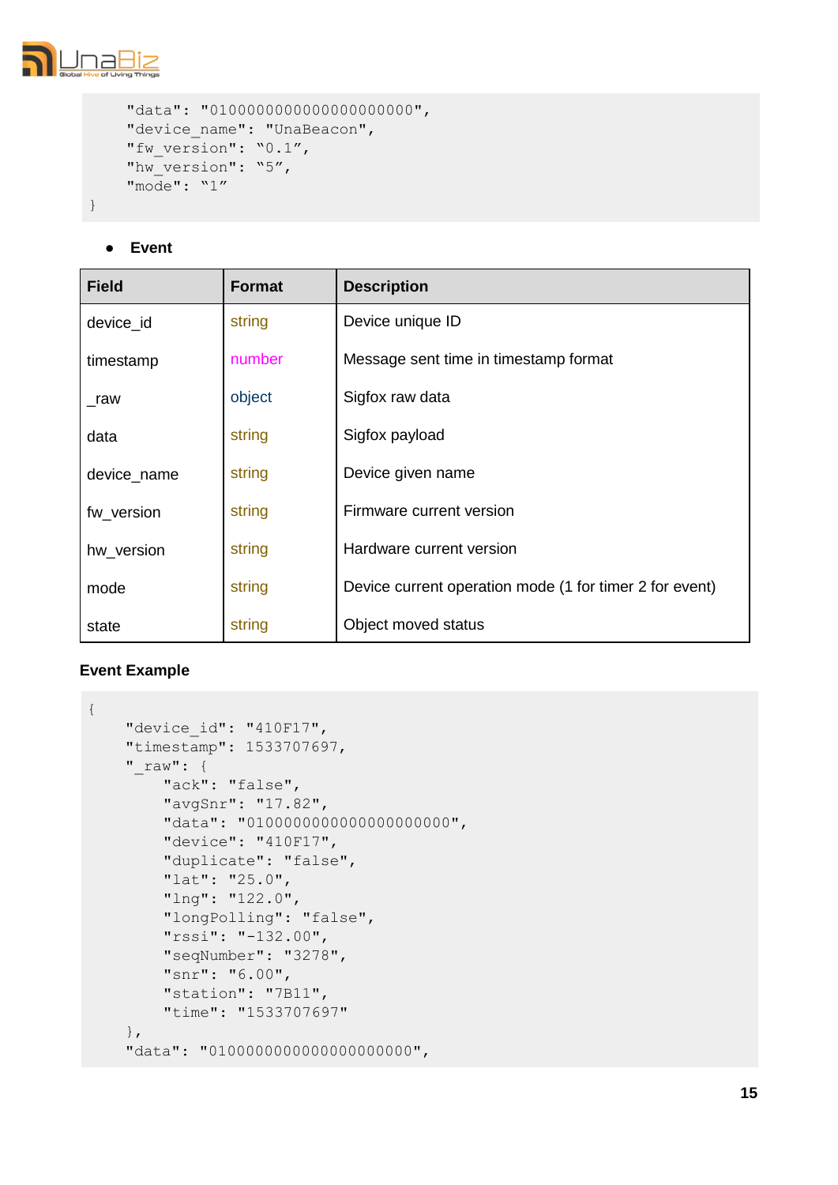```
    "data": "0100000000000000000000",
    "device_name": "UnaBeacon",
    "fw_version": "0.1",
    "hw_version": "5",
    "mode": "1"
}
```

- **Event**

| Field | Format | Description |
|---|---|---|
| device_id | string | Device unique ID |
| timestamp | number | Message sent time in timestamp format |
| _raw | object | Sigfox raw data |
| data | string | Sigfox payload |
| device_name | string | Device given name |
| fw_version | string | Firmware current version |
| hw_version | string | Hardware current version |
| mode | string | Device current operation mode (1 for timer 2 for event) |
| state | string | Object moved status |

**Event Example**

```
{
    "device_id": "410F17",
    "timestamp": 1533707697,
    "_raw": {
        "ack": "false",
        "avgSnr": "17.82",
        "data": "0100000000000000000000",
        "device": "410F17",
        "duplicate": "false",
        "lat": "25.0",
        "lng": "122.0",
        "longPolling": "false",
        "rssi": "-132.00",
        "seqNumber": "3278",
        "snr": "6.00",
        "station": "7B11",
        "time": "1533707697"
    },
    "data": "0100000000000000000000",
```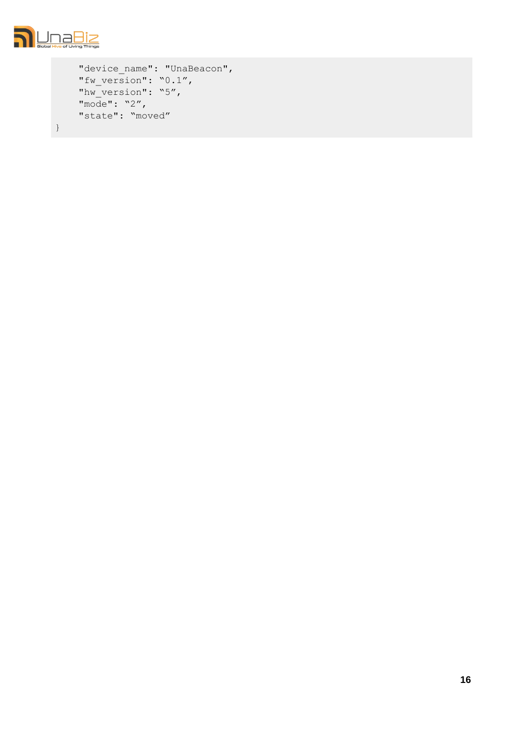```
    "device_name": "UnaBeacon",
    "fw_version": "0.1",
    "hw_version": "5",
    "mode": "2",
    "state": "moved"
}
```